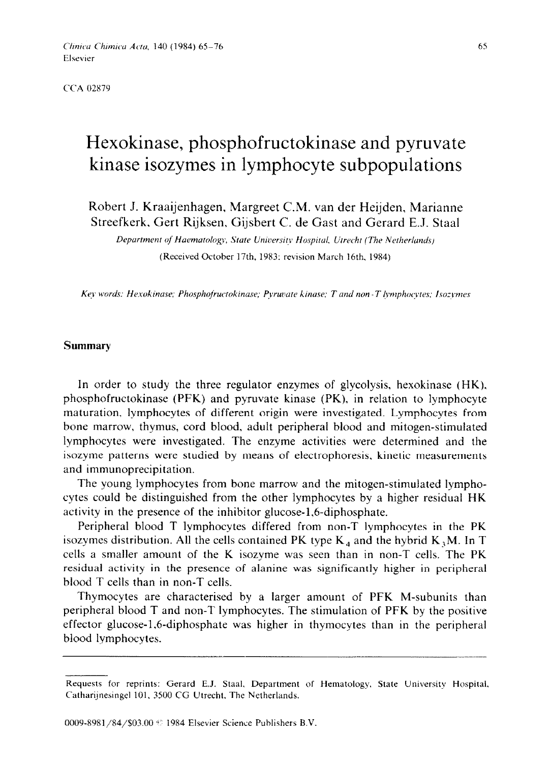CCA 02879

# Hexokinase, phosphofructokinase and pyruvate kinase isozymes in lymphocyte subpopulations

Robert J. Kraaijenhagen, Margreet C.M. van der Heijden, Marianne Streefkerk, Gert Rijksen, Gijsbert C. de Gast and Gerard E.J. Staal

*Department of Haematology, State University Hospital, Utrecht (The Netherlands)*

(Received October 17th, 1983; revision March 16th, 1984)

*Key words: Hexokinase; Phosphofructokinase; Pyruvate kinase; T and non-T lymphocytes; Isozymes*

## Summary

In order to study the three regulator enzymes of glycolysis, hexokinase (HK), phosphofructokinase (PFK) and pyruvate kinase (PK), in relation to lymphocyte maturation, lymphocytes of different origin were investigated. Lymphocytes from bone marrow, thymus, cord blood, adult peripheral blood and mitogen-stimulated lymphocytes were investigated. The enzyme activities were determined and the isozyme patterns were studied by means of electrophoresis, kinetic measurements and immunoprecipitation.

The young lymphocytes from bone marrow and the mitogen-stimulated lymphocytes could be distinguished from the other lymphocytes by a higher residual HK activity in the presence of the inhibitor glucose-1,6-diphosphate.

Peripheral blood T lymphocytes differed from non-T lymphocytes in the PK isozymes distribution. All the cells contained PK type $K_4$ and the hybrid $K_3M$. In T cells a smaller amount of the K isozyme was seen than in non-T cells. The PK residual activity in the presence of alanine was significantly higher in peripheral blood T cells than in non-T cells.

Thymocytes are characterised by a larger amount of PFK M-subunits than peripheral blood T and non-T lymphocytes. The stimulation of PFK by the positive effector glucose-1,6-diphosphate was higher in thymocytes than in the peripheral blood lymphocytes.

---

Requests for reprints: Gerard E.J. Staal, Department of Hematology, State University Hospital, Catharijnesingel 101, 3500 CG Utrecht, The Netherlands.

0009-8981/84/$03.00 © 1984 Elsevier Science Publishers B.V.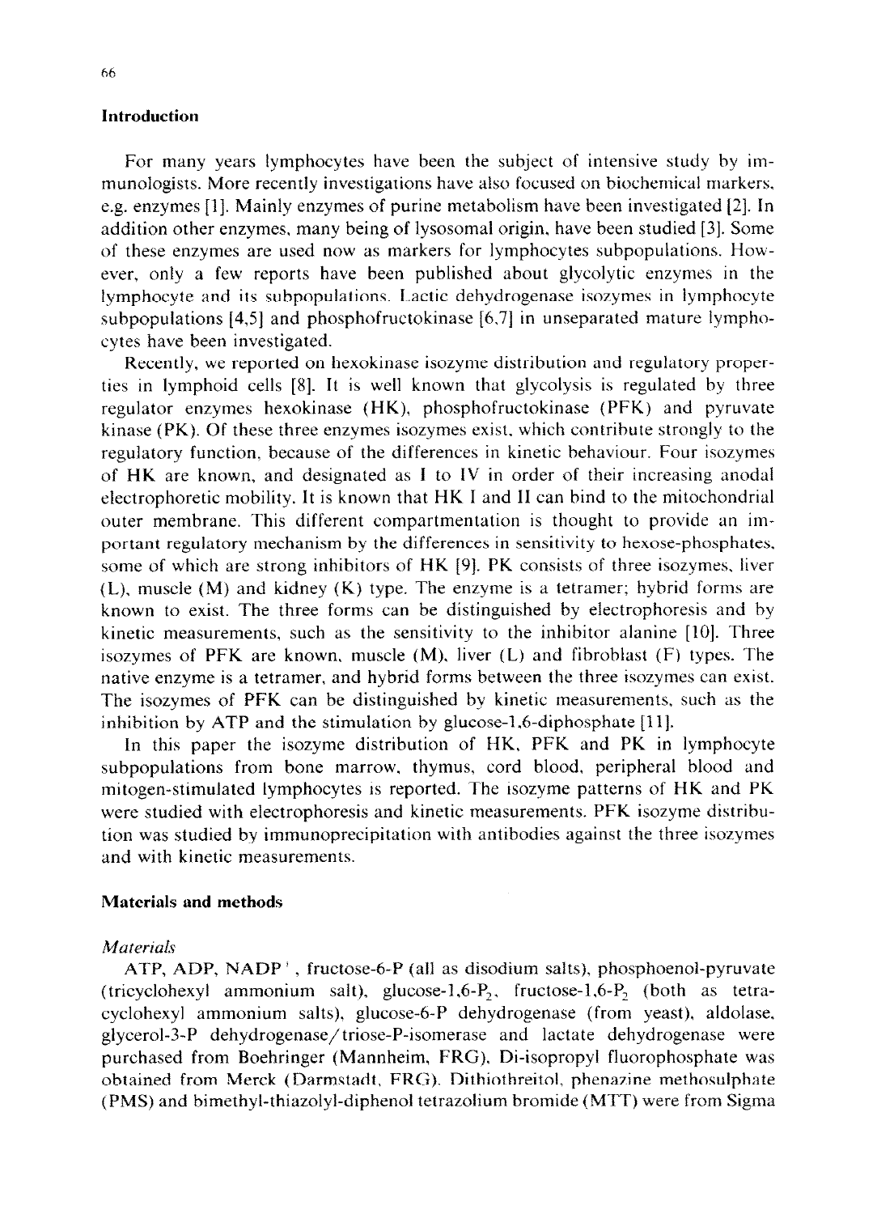## Introduction

For many years lymphocytes have been the subject of intensive study by immunologists. More recently investigations have also focused on biochemical markers, e.g. enzymes [1]. Mainly enzymes of purine metabolism have been investigated [2]. In addition other enzymes, many being of lysosomal origin, have been studied [3]. Some of these enzymes are used now as markers for lymphocytes subpopulations. However, only a few reports have been published about glycolytic enzymes in the lymphocyte and its subpopulations. Lactic dehydrogenase isozymes in lymphocyte subpopulations [4,5] and phosphofructokinase [6,7] in unseparated mature lymphocytes have been investigated.

Recently, we reported on hexokinase isozyme distribution and regulatory properties in lymphoid cells [8]. It is well known that glycolysis is regulated by three regulator enzymes hexokinase (HK), phosphofructokinase (PFK) and pyruvate kinase (PK). Of these three enzymes isozymes exist, which contribute strongly to the regulatory function, because of the differences in kinetic behaviour. Four isozymes of HK are known, and designated as I to IV in order of their increasing anodal electrophoretic mobility. It is known that HK I and II can bind to the mitochondrial outer membrane. This different compartmentation is thought to provide an important regulatory mechanism by the differences in sensitivity to hexose-phosphates, some of which are strong inhibitors of HK [9]. PK consists of three isozymes, liver (L), muscle (M) and kidney (K) type. The enzyme is a tetramer; hybrid forms are known to exist. The three forms can be distinguished by electrophoresis and by kinetic measurements, such as the sensitivity to the inhibitor alanine [10]. Three isozymes of PFK are known, muscle (M), liver (L) and fibroblast (F) types. The native enzyme is a tetramer, and hybrid forms between the three isozymes can exist. The isozymes of PFK can be distinguished by kinetic measurements, such as the inhibition by ATP and the stimulation by glucose-1,6-diphosphate [11].

In this paper the isozyme distribution of HK, PFK and PK in lymphocyte subpopulations from bone marrow, thymus, cord blood, peripheral blood and mitogen-stimulated lymphocytes is reported. The isozyme patterns of HK and PK were studied with electrophoresis and kinetic measurements. PFK isozyme distribution was studied by immunoprecipitation with antibodies against the three isozymes and with kinetic measurements.

## Materials and methods

### *Materials*

ATP, ADP, $NADP^+$, fructose-6-P (all as disodium salts), phosphoenol-pyruvate (tricyclohexyl ammonium salt), glucose-1,6-$P_2$, fructose-1,6-$P_2$ (both as tetracyclohexyl ammonium salts), glucose-6-P dehydrogenase (from yeast), aldolase, glycerol-3-P dehydrogenase/triose-P-isomerase and lactate dehydrogenase were purchased from Boehringer (Mannheim, FRG). Di-isopropyl fluorophosphate was obtained from Merck (Darmstadt, FRG). Dithiothreitol, phenazine methosulphate (PMS) and bimethyl-thiazolyl-diphenol tetrazolium bromide (MTT) were from Sigma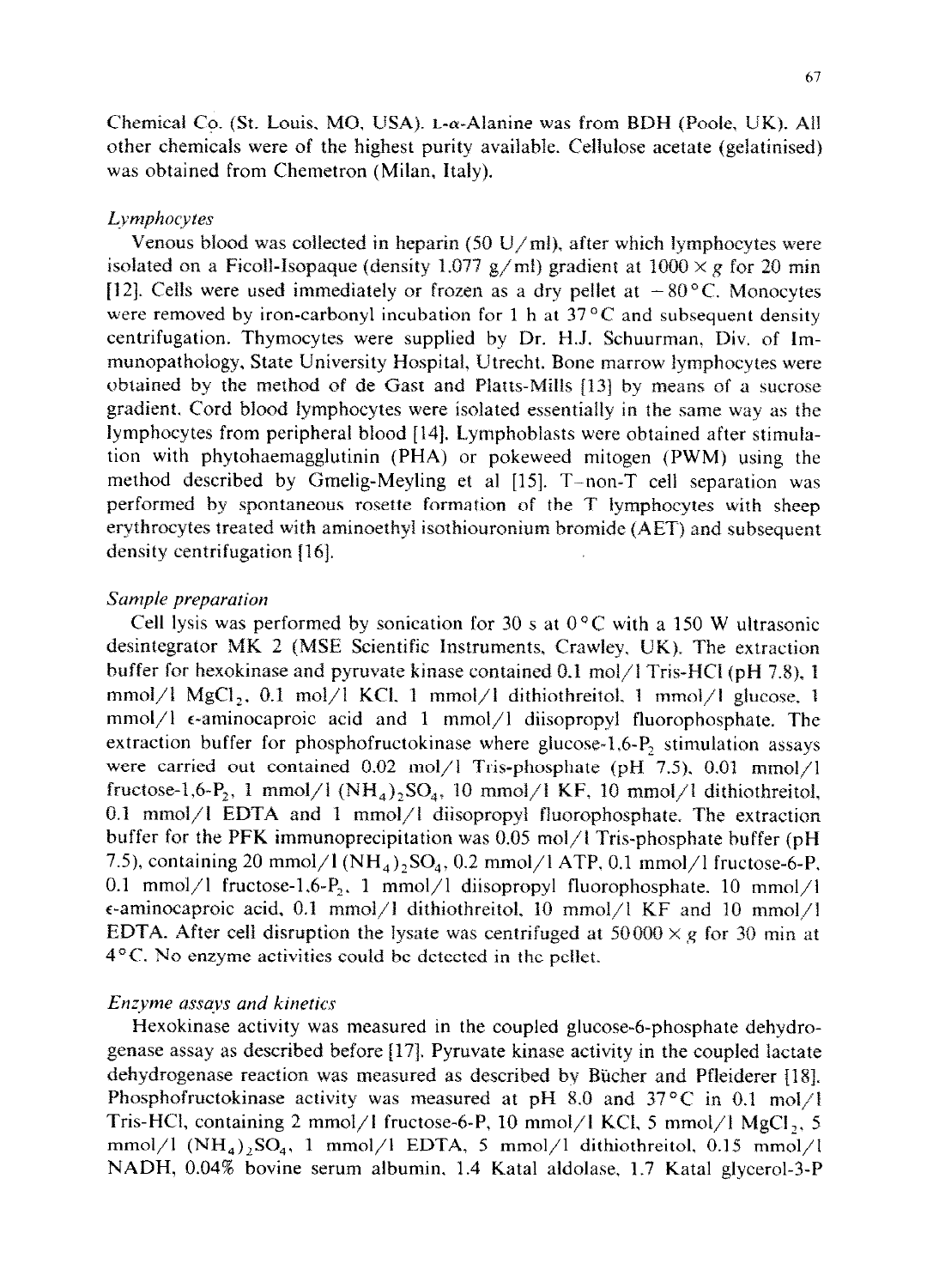Chemical Co. (St. Louis, MO, USA). L-α-Alanine was from BDH (Poole, UK). All other chemicals were of the highest purity available. Cellulose acetate (gelatinised) was obtained from Chemetron (Milan, Italy).

### *Lymphocytes*

Venous blood was collected in heparin (50 U/ml), after which lymphocytes were isolated on a Ficoll-Isopaque (density 1.077 g/ml) gradient at $1000 \times g$ for 20 min [12]. Cells were used immediately or frozen as a dry pellet at $-80\,^{\circ}C$. Monocytes were removed by iron-carbonyl incubation for 1 h at $37\,^{\circ}C$ and subsequent density centrifugation. Thymocytes were supplied by Dr. H.J. Schuurman, Div. of Immunopathology, State University Hospital, Utrecht. Bone marrow lymphocytes were obtained by the method of de Gast and Platts-Mills [13] by means of a sucrose gradient. Cord blood lymphocytes were isolated essentially in the same way as the lymphocytes from peripheral blood [14]. Lymphoblasts were obtained after stimulation with phytohaemagglutinin (PHA) or pokeweed mitogen (PWM) using the method described by Gmelig-Meyling et al [15]. T–non-T cell separation was performed by spontaneous rosette formation of the T lymphocytes with sheep erythrocytes treated with aminoethyl isothiouronium bromide (AET) and subsequent density centrifugation [16].

### *Sample preparation*

Cell lysis was performed by sonication for 30 s at $0\,^{\circ}C$ with a 150 W ultrasonic desintegrator MK 2 (MSE Scientific Instruments, Crawley, UK). The extraction buffer for hexokinase and pyruvate kinase contained 0.1 mol/l Tris-HCl (pH 7.8), 1 mmol/l $MgCl_2$, 0.1 mol/l KCl, 1 mmol/l dithiothreitol, 1 mmol/l glucose, 1 mmol/l ε-aminocaproic acid and 1 mmol/l diisopropyl fluorophosphate. The extraction buffer for phosphofructokinase where glucose-1,6-$P_2$ stimulation assays were carried out contained 0.02 mol/l Tris-phosphate (pH 7.5), 0.01 mmol/l fructose-1,6-$P_2$, 1 mmol/l $(NH_4)_2SO_4$, 10 mmol/l KF, 10 mmol/l dithiothreitol, 0.1 mmol/l EDTA and 1 mmol/l diisopropyl fluorophosphate. The extraction buffer for the PFK immunoprecipitation was 0.05 mol/l Tris-phosphate buffer (pH 7.5), containing 20 mmol/l $(NH_4)_2SO_4$, 0.2 mmol/l ATP, 0.1 mmol/l fructose-6-P, 0.1 mmol/l fructose-1,6-$P_2$, 1 mmol/l diisopropyl fluorophosphate, 10 mmol/l ε-aminocaproic acid, 0.1 mmol/l dithiothreitol, 10 mmol/l KF and 10 mmol/l EDTA. After cell disruption the lysate was centrifuged at $50\,000 \times g$ for 30 min at $4\,^{\circ}C$. No enzyme activities could be detected in the pellet.

### *Enzyme assays and kinetics*

Hexokinase activity was measured in the coupled glucose-6-phosphate dehydrogenase assay as described before [17]. Pyruvate kinase activity in the coupled lactate dehydrogenase reaction was measured as described by Bücher and Pfleiderer [18]. Phosphofructokinase activity was measured at pH 8.0 and $37\,^{\circ}C$ in 0.1 mol/l Tris-HCl, containing 2 mmol/l fructose-6-P, 10 mmol/l KCl, 5 mmol/l $MgCl_2$, 5 mmol/l $(NH_4)_2SO_4$, 1 mmol/l EDTA, 5 mmol/l dithiothreitol, 0.15 mmol/l NADH, 0.04% bovine serum albumin, 1.4 Katal aldolase, 1.7 Katal glycerol-3-P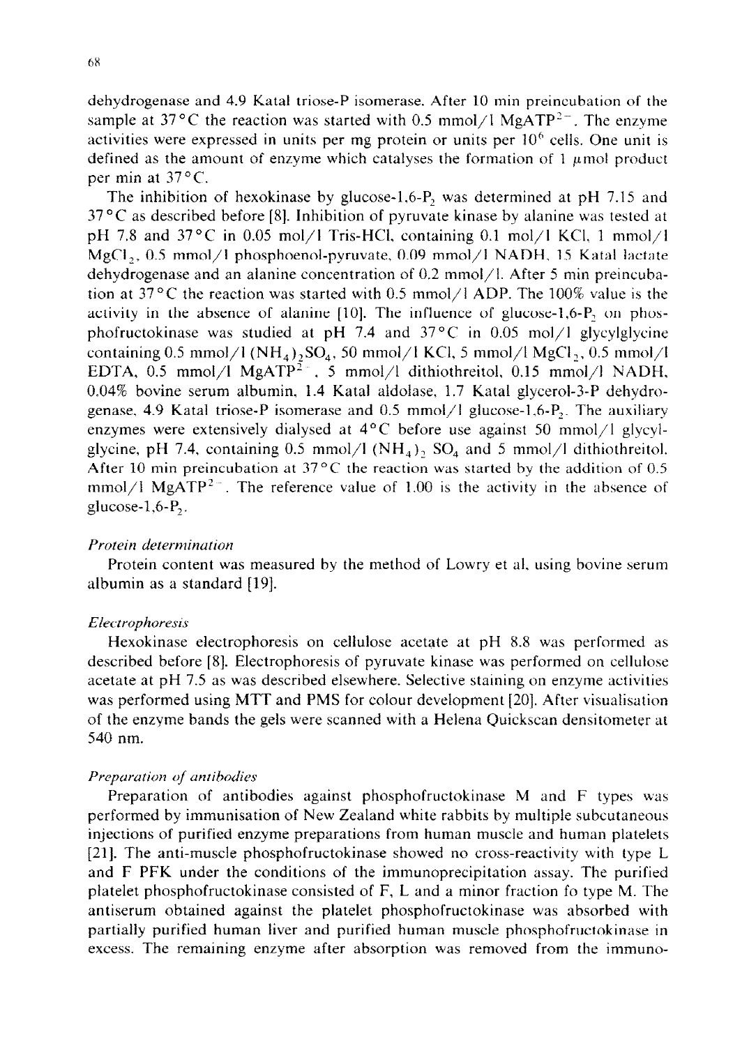dehydrogenase and 4.9 Katal triose-P isomerase. After 10 min preincubation of the sample at 37 °C the reaction was started with 0.5 mmol/l $MgATP^{2-}$. The enzyme activities were expressed in units per mg protein or units per $10^6$ cells. One unit is defined as the amount of enzyme which catalyses the formation of 1 μmol product per min at 37 °C.

The inhibition of hexokinase by glucose-1,6-$P_2$ was determined at pH 7.15 and 37 °C as described before [8]. Inhibition of pyruvate kinase by alanine was tested at pH 7.8 and 37 °C in 0.05 mol/l Tris-HCl, containing 0.1 mol/l KCl, 1 mmol/l $MgCl_2$, 0.5 mmol/l phosphoenol-pyruvate, 0.09 mmol/l NADH, 15 Katal lactate dehydrogenase and an alanine concentration of 0.2 mmol/l. After 5 min preincubation at 37 °C the reaction was started with 0.5 mmol/l ADP. The 100% value is the activity in the absence of alanine [10]. The influence of glucose-1,6-$P_2$ on phosphofructokinase was studied at pH 7.4 and 37 °C in 0.05 mol/l glycylglycine containing 0.5 mmol/l $(NH_4)_2SO_4$, 50 mmol/l KCl, 5 mmol/l $MgCl_2$, 0.5 mmol/l EDTA, 0.5 mmol/l $MgATP^{2-}$, 5 mmol/l dithiothreitol, 0.15 mmol/l NADH, 0.04% bovine serum albumin, 1.4 Katal aldolase, 1.7 Katal glycerol-3-P dehydrogenase, 4.9 Katal triose-P isomerase and 0.5 mmol/l glucose-1,6-$P_2$. The auxiliary enzymes were extensively dialysed at 4 °C before use against 50 mmol/l glycylglycine, pH 7.4, containing 0.5 mmol/l $(NH_4)_2SO_4$ and 5 mmol/l dithiothreitol. After 10 min preincubation at 37 °C the reaction was started by the addition of 0.5 mmol/l $MgATP^{2-}$. The reference value of 1.00 is the activity in the absence of glucose-1,6-$P_2$.

*Protein determination*

Protein content was measured by the method of Lowry et al, using bovine serum albumin as a standard [19].

*Electrophoresis*

Hexokinase electrophoresis on cellulose acetate at pH 8.8 was performed as described before [8]. Electrophoresis of pyruvate kinase was performed on cellulose acetate at pH 7.5 as was described elsewhere. Selective staining on enzyme activities was performed using MTT and PMS for colour development [20]. After visualisation of the enzyme bands the gels were scanned with a Helena Quickscan densitometer at 540 nm.

*Preparation of antibodies*

Preparation of antibodies against phosphofructokinase M and F types was performed by immunisation of New Zealand white rabbits by multiple subcutaneous injections of purified enzyme preparations from human muscle and human platelets [21]. The anti-muscle phosphofructokinase showed no cross-reactivity with type L and F PFK under the conditions of the immunoprecipitation assay. The purified platelet phosphofructokinase consisted of F, L and a minor fraction fo type M. The antiserum obtained against the platelet phosphofructokinase was absorbed with partially purified human liver and purified human muscle phosphofructokinase in excess. The remaining enzyme after absorption was removed from the immuno-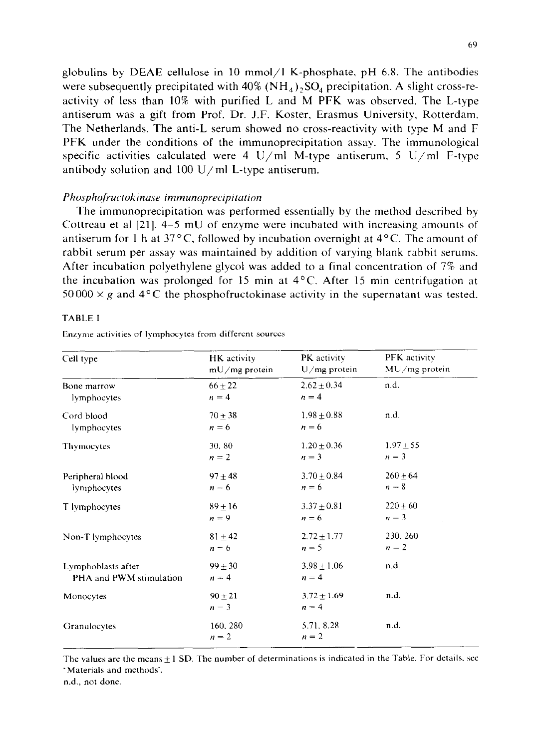globulins by DEAE cellulose in 10 mmol/l K-phosphate, pH 6.8. The antibodies were subsequently precipitated with 40% $(NH_4)_2SO_4$ precipitation. A slight cross-reactivity of less than 10% with purified L and M PFK was observed. The L-type antiserum was a gift from Prof. Dr. J.F. Koster, Erasmus University, Rotterdam, The Netherlands. The anti-L serum showed no cross-reactivity with type M and F PFK under the conditions of the immunoprecipitation assay. The immunological specific activities calculated were 4 U/ml M-type antiserum, 5 U/ml F-type antibody solution and 100 U/ml L-type antiserum.

*Phosphofructokinase immunoprecipitation*

The immunoprecipitation was performed essentially by the method described by Cottreau et al [21]. 4–5 mU of enzyme were incubated with increasing amounts of antiserum for 1 h at 37°C, followed by incubation overnight at 4°C. The amount of rabbit serum per assay was maintained by addition of varying blank rabbit serums. After incubation polyethylene glycol was added to a final concentration of 7% and the incubation was prolonged for 15 min at 4°C. After 15 min centrifugation at 50 000 × *g* and 4°C the phosphofructokinase activity in the supernatant was tested.

TABLE I

Enzyme activities of lymphocytes from different sources

| Cell type | HK activity mU/mg protein | PK activity U/mg protein | PFK activity MU/mg protein |
|---|---|---|---|
| Bone marrow lymphocytes | 66 ± 22<br>$n = 4$ | 2.62 ± 0.34<br>$n = 4$ | n.d. |
| Cord blood lymphocytes | 70 ± 38<br>$n = 6$ | 1.98 ± 0.88<br>$n = 6$ | n.d. |
| Thymocytes | 30, 80<br>$n = 2$ | 1.20 ± 0.36<br>$n = 3$ | 1.97 ± 55<br>$n = 3$ |
| Peripheral blood lymphocytes | 97 ± 48<br>$n = 6$ | 3.70 ± 0.84<br>$n = 6$ | 260 ± 64<br>$n = 8$ |
| T lymphocytes | 89 ± 16<br>$n = 9$ | 3.37 ± 0.81<br>$n = 6$ | 220 ± 60<br>$n = 3$ |
| Non-T lymphocytes | 81 ± 42<br>$n = 6$ | 2.72 ± 1.77<br>$n = 5$ | 230, 260<br>$n = 2$ |
| Lymphoblasts after PHA and PWM stimulation | 99 ± 30<br>$n = 4$ | 3.98 ± 1.06<br>$n = 4$ | n.d. |
| Monocytes | 90 ± 21<br>$n = 3$ | 3.72 ± 1.69<br>$n = 4$ | n.d. |
| Granulocytes | 160, 280<br>$n = 2$ | 5.71, 8.28<br>$n = 2$ | n.d. |

The values are the means ± 1 SD. The number of determinations is indicated in the Table. For details, see 'Materials and methods'.

n.d., not done.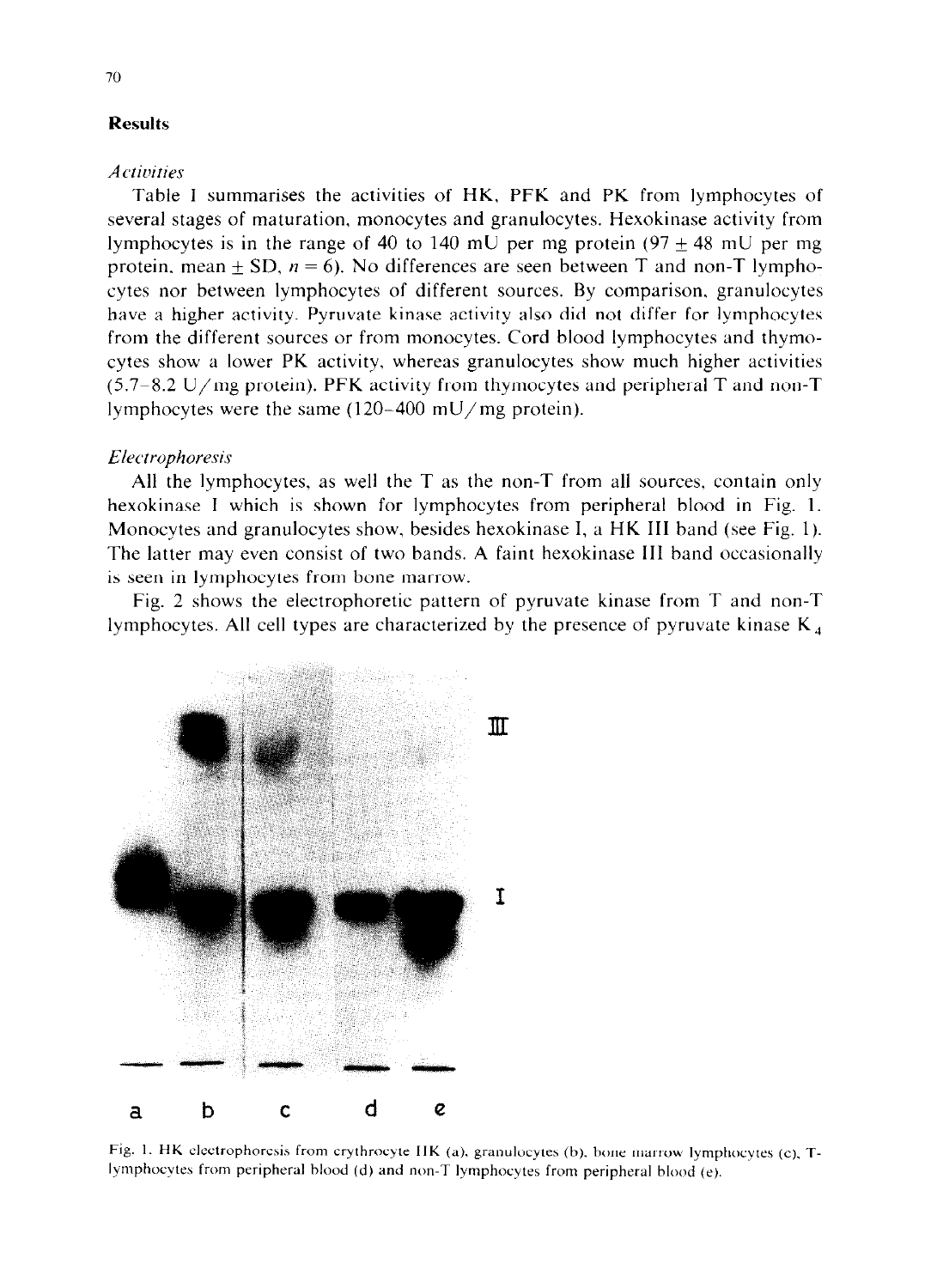## Results

### *Activities*

Table I summarises the activities of HK, PFK and PK from lymphocytes of several stages of maturation, monocytes and granulocytes. Hexokinase activity from lymphocytes is in the range of 40 to 140 mU per mg protein (97 ± 48 mU per mg protein, mean ± SD, $n = 6$). No differences are seen between T and non-T lymphocytes nor between lymphocytes of different sources. By comparison, granulocytes have a higher activity. Pyruvate kinase activity also did not differ for lymphocytes from the different sources or from monocytes. Cord blood lymphocytes and thymocytes show a lower PK activity, whereas granulocytes show much higher activities (5.7–8.2 U/mg protein). PFK activity from thymocytes and peripheral T and non-T lymphocytes were the same (120–400 mU/mg protein).

### *Electrophoresis*

All the lymphocytes, as well the T as the non-T from all sources, contain only hexokinase I which is shown for lymphocytes from peripheral blood in Fig. 1. Monocytes and granulocytes show, besides hexokinase I, a HK III band (see Fig. 1). The latter may even consist of two bands. A faint hexokinase III band occasionally is seen in lymphocytes from bone marrow.

Fig. 2 shows the electrophoretic pattern of pyruvate kinase from T and non-T lymphocytes. All cell types are characterized by the presence of pyruvate kinase $K_4$

Fig. 1. HK electrophoresis from erythrocyte IIK (a), granulocytes (b), bone marrow lymphocytes (c), T-lymphocytes from peripheral blood (d) and non-T lymphocytes from peripheral blood (e).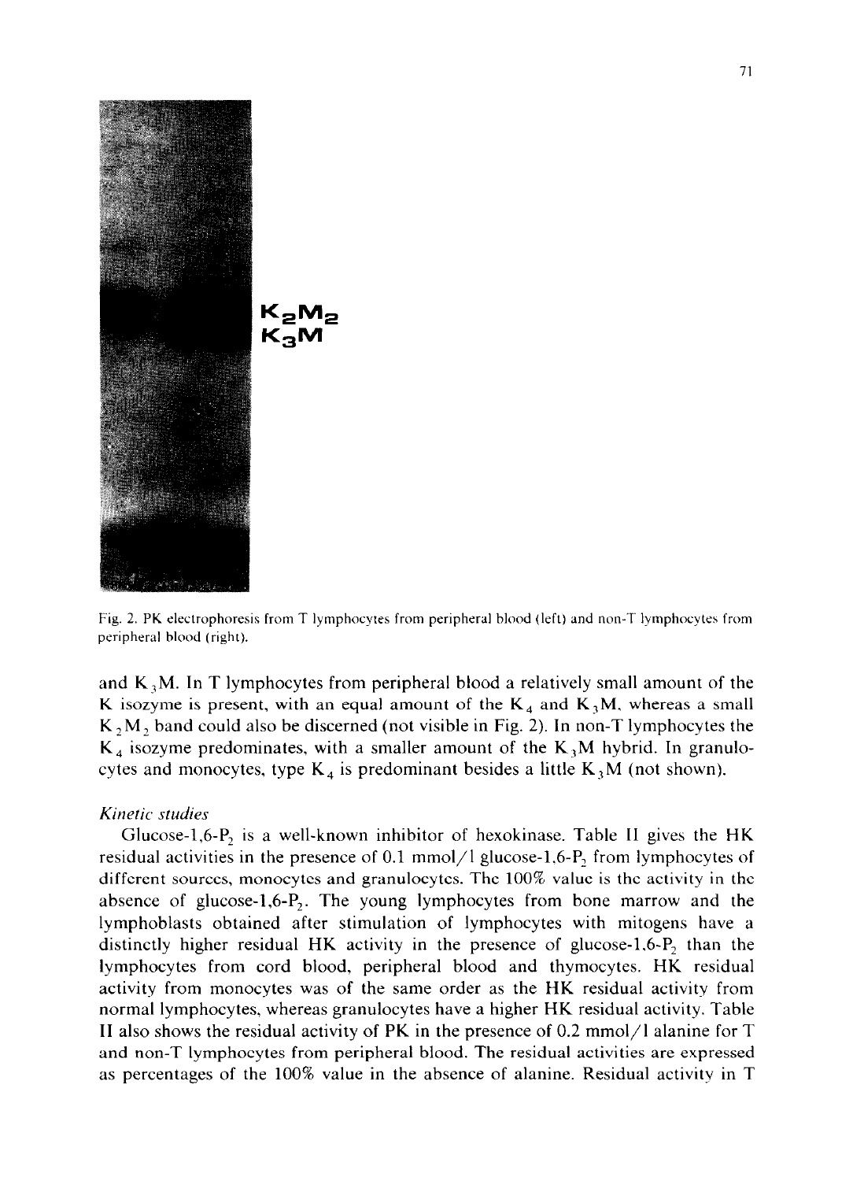$K_2M_2$
$K_3M$

Fig. 2. PK electrophoresis from T lymphocytes from peripheral blood (left) and non-T lymphocytes from peripheral blood (right).

and $K_3M$. In T lymphocytes from peripheral blood a relatively small amount of the K isozyme is present, with an equal amount of the $K_4$ and $K_3M$, whereas a small $K_2M_2$ band could also be discerned (not visible in Fig. 2). In non-T lymphocytes the $K_4$ isozyme predominates, with a smaller amount of the $K_3M$ hybrid. In granulocytes and monocytes, type $K_4$ is predominant besides a little $K_3M$ (not shown).

*Kinetic studies*

Glucose-1,6-$P_2$ is a well-known inhibitor of hexokinase. Table II gives the HK residual activities in the presence of 0.1 mmol/l glucose-1,6-$P_2$ from lymphocytes of different sources, monocytes and granulocytes. The 100% value is the activity in the absence of glucose-1,6-$P_2$. The young lymphocytes from bone marrow and the lymphoblasts obtained after stimulation of lymphocytes with mitogens have a distinctly higher residual HK activity in the presence of glucose-1,6-$P_2$ than the lymphocytes from cord blood, peripheral blood and thymocytes. HK residual activity from monocytes was of the same order as the HK residual activity from normal lymphocytes, whereas granulocytes have a higher HK residual activity. Table II also shows the residual activity of PK in the presence of 0.2 mmol/l alanine for T and non-T lymphocytes from peripheral blood. The residual activities are expressed as percentages of the 100% value in the absence of alanine. Residual activity in T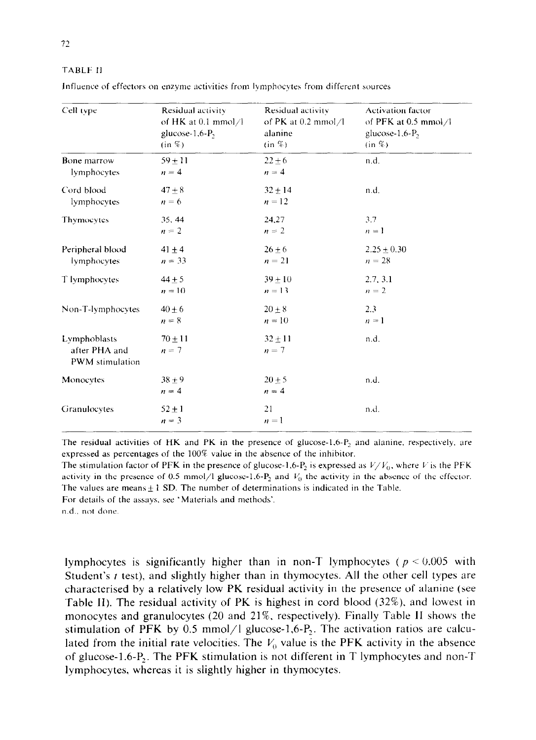TABLE II

Influence of effectors on enzyme activities from lymphocytes from different sources

| Cell type | Residual activity of HK at 0.1 mmol/l glucose-1,6-$P_2$ (in %) | Residual activity of PK at 0.2 mmol/l alanine (in %) | Activation factor of PFK at 0.5 mmol/l glucose-1,6-$P_2$ (in %) |
|---|---|---|---|
| Bone marrow lymphocytes | $59 \pm 11$<br>$n = 4$ | $22 \pm 6$<br>$n = 4$ | n.d. |
| Cord blood lymphocytes | $47 \pm 8$<br>$n = 6$ | $32 \pm 14$<br>$n = 12$ | n.d. |
| Thymocytes | 35, 44<br>$n = 2$ | 24,27<br>$n = 2$ | 3.7<br>$n = 1$ |
| Peripheral blood lymphocytes | $41 \pm 4$<br>$n = 33$ | $26 \pm 6$<br>$n = 21$ | $2.25 \pm 0.30$<br>$n = 28$ |
| T lymphocytes | $44 \pm 5$<br>$n = 10$ | $39 \pm 10$<br>$n = 13$ | 2.7, 3.1<br>$n = 2$ |
| Non-T-lymphocytes | $40 \pm 6$<br>$n = 8$ | $20 \pm 8$<br>$n = 10$ | 2.3<br>$n = 1$ |
| Lymphoblasts after PHA and PWM stimulation | $70 \pm 11$<br>$n = 7$ | $32 \pm 11$<br>$n = 7$ | n.d. |
| Monocytes | $38 \pm 9$<br>$n = 4$ | $20 \pm 5$<br>$n = 4$ | n.d. |
| Granulocytes | $52 \pm 1$<br>$n = 3$ | 21<br>$n = 1$ | n.d. |

The residual activities of HK and PK in the presence of glucose-1,6-$P_2$ and alanine, respectively, are expressed as percentages of the 100% value in the absence of the inhibitor.
The stimulation factor of PFK in the presence of glucose-1,6-$P_2$ is expressed as $V/V_0$, where $V$ is the PFK activity in the presence of 0.5 mmol/l glucose-1,6-$P_2$ and $V_0$ the activity in the absence of the effector.
The values are means $\pm$ 1 SD. The number of determinations is indicated in the Table.
For details of the assays, see 'Materials and methods'.
n.d., not done.

lymphocytes is significantly higher than in non-T lymphocytes ($p < 0.005$ with Student's $t$ test), and slightly higher than in thymocytes. All the other cell types are characterised by a relatively low PK residual activity in the presence of alanine (see Table II). The residual activity of PK is highest in cord blood (32%), and lowest in monocytes and granulocytes (20 and 21%, respectively). Finally Table II shows the stimulation of PFK by 0.5 mmol/l glucose-1,6-$P_2$. The activation ratios are calculated from the initial rate velocities. The $V_0$ value is the PFK activity in the absence of glucose-1,6-$P_2$. The PFK stimulation is not different in T lymphocytes and non-T lymphocytes, whereas it is slightly higher in thymocytes.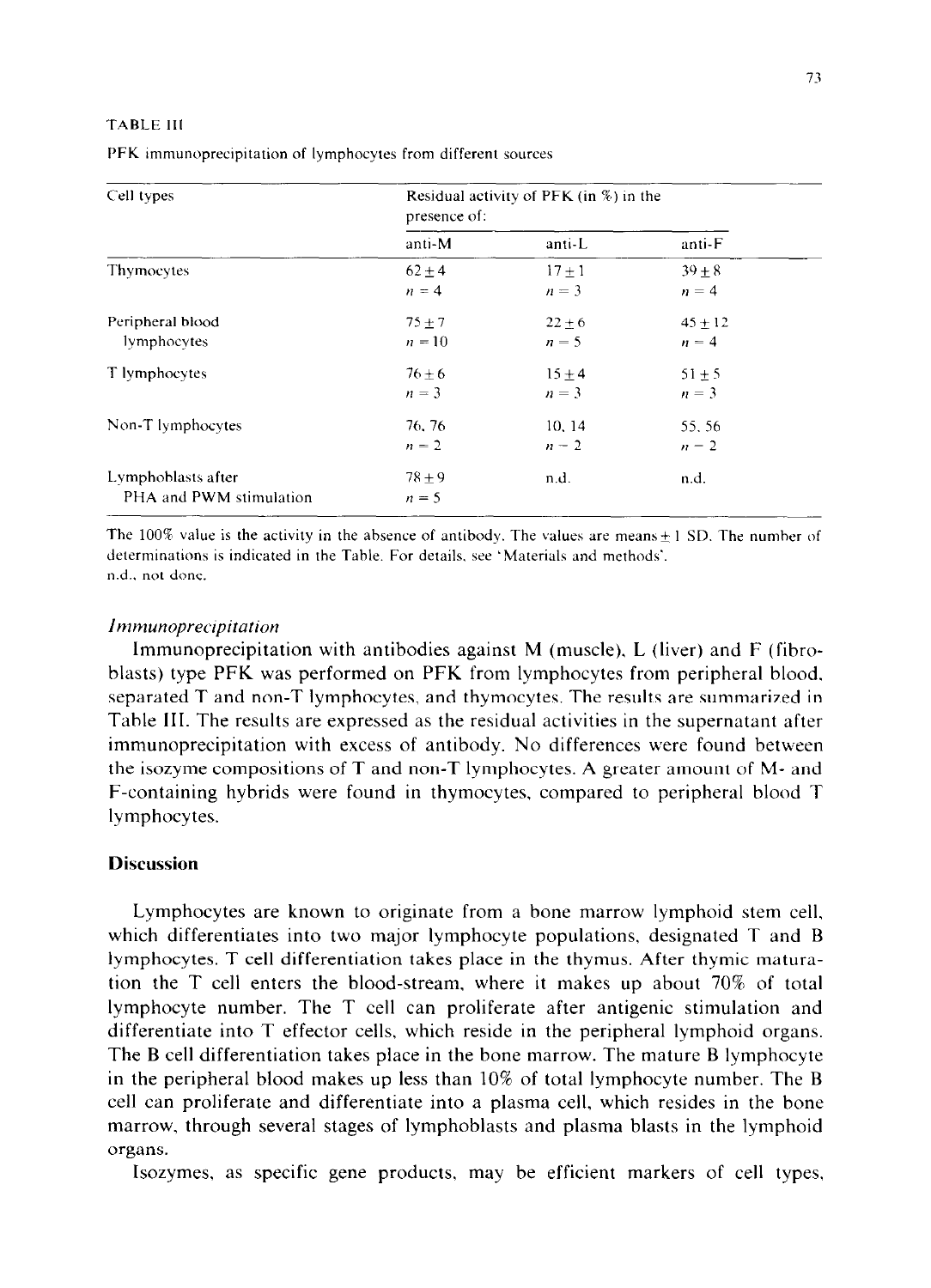TABLE III

PFK immunoprecipitation of lymphocytes from different sources

| Cell types | Residual activity of PFK (in %) in the presence of: | | |
|---|---|---|---|
| | anti-M | anti-L | anti-F |
| Thymocytes | 62 ± 4<br>$n = 4$ | 17 ± 1<br>$n = 3$ | 39 ± 8<br>$n = 4$ |
| Peripheral blood lymphocytes | 75 ± 7<br>$n = 10$ | 22 ± 6<br>$n = 5$ | 45 ± 12<br>$n = 4$ |
| T lymphocytes | 76 ± 6<br>$n = 3$ | 15 ± 4<br>$n = 3$ | 51 ± 5<br>$n = 3$ |
| Non-T lymphocytes | 76, 76<br>$n = 2$ | 10, 14<br>$n = 2$ | 55, 56<br>$n = 2$ |
| Lymphoblasts after PHA and PWM stimulation | 78 ± 9<br>$n = 5$ | n.d. | n.d. |

The 100% value is the activity in the absence of antibody. The values are means ± 1 SD. The number of determinations is indicated in the Table. For details, see 'Materials and methods'.
n.d., not done.

### *Immunoprecipitation*

Immunoprecipitation with antibodies against M (muscle), L (liver) and F (fibroblasts) type PFK was performed on PFK from lymphocytes from peripheral blood, separated T and non-T lymphocytes, and thymocytes. The results are summarized in Table III. The results are expressed as the residual activities in the supernatant after immunoprecipitation with excess of antibody. No differences were found between the isozyme compositions of T and non-T lymphocytes. A greater amount of M- and F-containing hybrids were found in thymocytes, compared to peripheral blood T lymphocytes.

## Discussion

Lymphocytes are known to originate from a bone marrow lymphoid stem cell, which differentiates into two major lymphocyte populations, designated T and B lymphocytes. T cell differentiation takes place in the thymus. After thymic maturation the T cell enters the blood-stream, where it makes up about 70% of total lymphocyte number. The T cell can proliferate after antigenic stimulation and differentiate into T effector cells, which reside in the peripheral lymphoid organs. The B cell differentiation takes place in the bone marrow. The mature B lymphocyte in the peripheral blood makes up less than 10% of total lymphocyte number. The B cell can proliferate and differentiate into a plasma cell, which resides in the bone marrow, through several stages of lymphoblasts and plasma blasts in the lymphoid organs.

Isozymes, as specific gene products, may be efficient markers of cell types,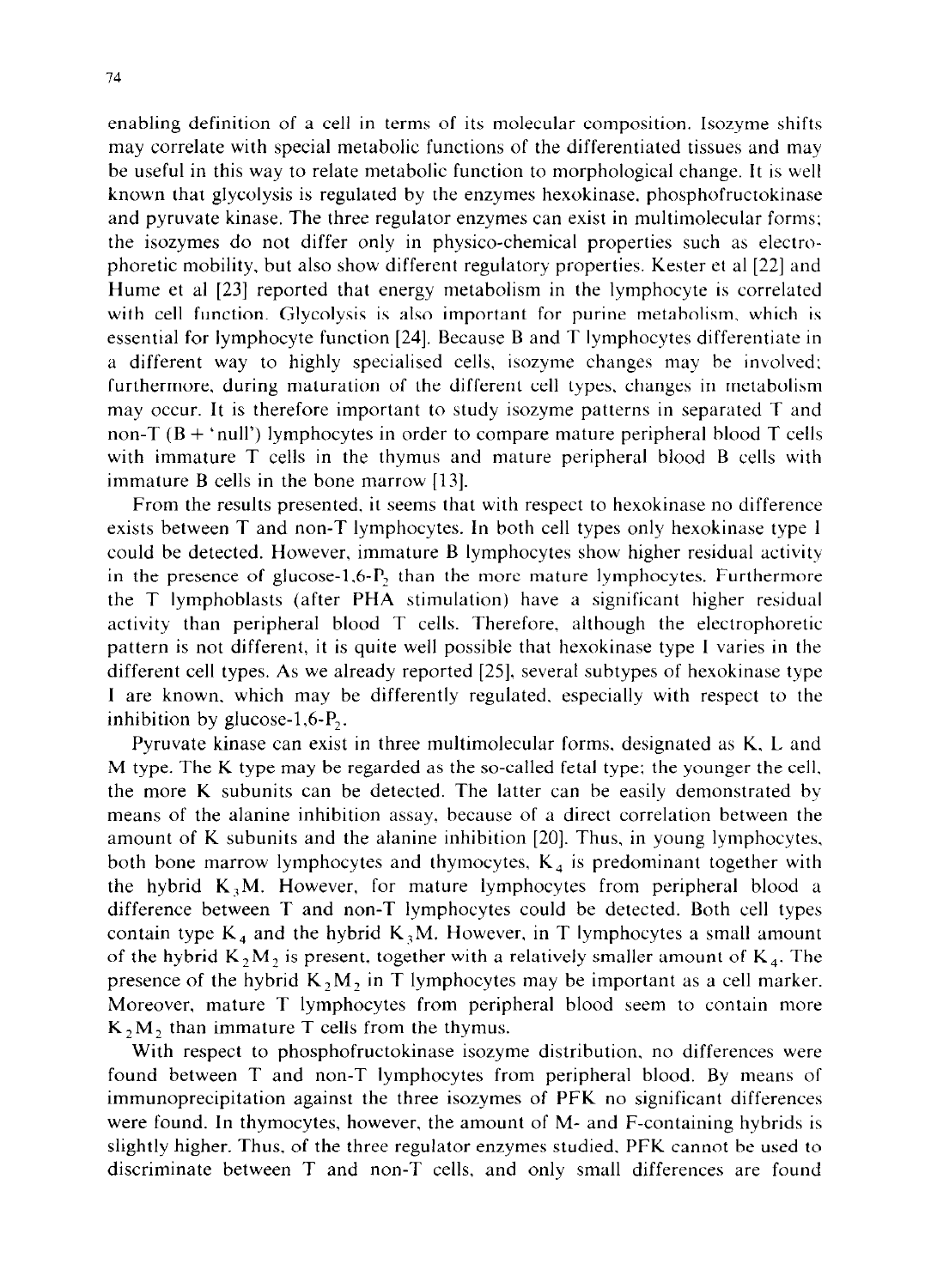enabling definition of a cell in terms of its molecular composition. Isozyme shifts may correlate with special metabolic functions of the differentiated tissues and may be useful in this way to relate metabolic function to morphological change. It is well known that glycolysis is regulated by the enzymes hexokinase, phosphofructokinase and pyruvate kinase. The three regulator enzymes can exist in multimolecular forms; the isozymes do not differ only in physico-chemical properties such as electrophoretic mobility, but also show different regulatory properties. Kester et al [22] and Hume et al [23] reported that energy metabolism in the lymphocyte is correlated with cell function. Glycolysis is also important for purine metabolism, which is essential for lymphocyte function [24]. Because B and T lymphocytes differentiate in a different way to highly specialised cells, isozyme changes may be involved; furthermore, during maturation of the different cell types, changes in metabolism may occur. It is therefore important to study isozyme patterns in separated T and non-T (B + 'null') lymphocytes in order to compare mature peripheral blood T cells with immature T cells in the thymus and mature peripheral blood B cells with immature B cells in the bone marrow [13].

From the results presented, it seems that with respect to hexokinase no difference exists between T and non-T lymphocytes. In both cell types only hexokinase type I could be detected. However, immature B lymphocytes show higher residual activity in the presence of glucose-1,6-$P_2$ than the more mature lymphocytes. Furthermore the T lymphoblasts (after PHA stimulation) have a significant higher residual activity than peripheral blood T cells. Therefore, although the electrophoretic pattern is not different, it is quite well possible that hexokinase type I varies in the different cell types. As we already reported [25], several subtypes of hexokinase type I are known, which may be differently regulated, especially with respect to the inhibition by glucose-1,6-$P_2$.

Pyruvate kinase can exist in three multimolecular forms, designated as K, L and M type. The K type may be regarded as the so-called fetal type; the younger the cell, the more K subunits can be detected. The latter can be easily demonstrated by means of the alanine inhibition assay, because of a direct correlation between the amount of K subunits and the alanine inhibition [20]. Thus, in young lymphocytes, both bone marrow lymphocytes and thymocytes, $K_4$ is predominant together with the hybrid $K_3M$. However, for mature lymphocytes from peripheral blood a difference between T and non-T lymphocytes could be detected. Both cell types contain type $K_4$ and the hybrid $K_3M$. However, in T lymphocytes a small amount of the hybrid $K_2M_2$ is present, together with a relatively smaller amount of $K_4$. The presence of the hybrid $K_2M_2$ in T lymphocytes may be important as a cell marker. Moreover, mature T lymphocytes from peripheral blood seem to contain more $K_2M_2$ than immature T cells from the thymus.

With respect to phosphofructokinase isozyme distribution, no differences were found between T and non-T lymphocytes from peripheral blood. By means of immunoprecipitation against the three isozymes of PFK no significant differences were found. In thymocytes, however, the amount of M- and F-containing hybrids is slightly higher. Thus, of the three regulator enzymes studied, PFK cannot be used to discriminate between T and non-T cells, and only small differences are found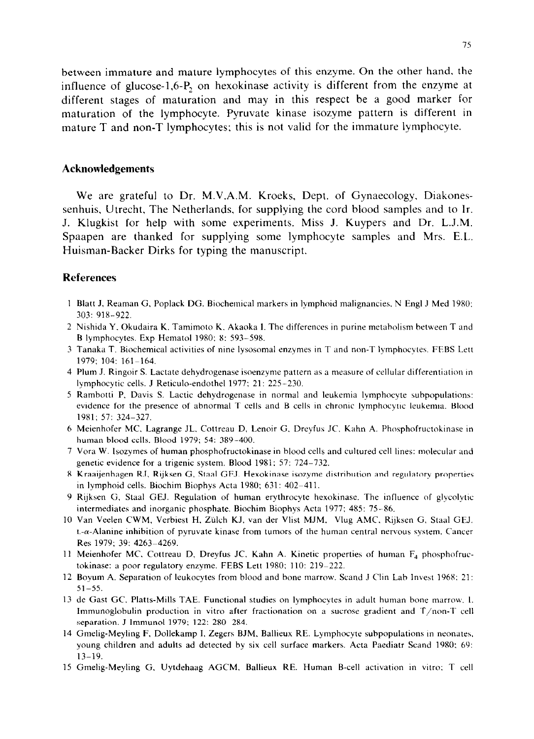between immature and mature lymphocytes of this enzyme. On the other hand, the influence of glucose-1,6-$P_2$ on hexokinase activity is different from the enzyme at different stages of maturation and may in this respect be a good marker for maturation of the lymphocyte. Pyruvate kinase isozyme pattern is different in mature T and non-T lymphocytes; this is not valid for the immature lymphocyte.

## Acknowledgements

We are grateful to Dr. M.V.A.M. Kroeks, Dept. of Gynaecology, Diakonessenhuis, Utrecht, The Netherlands, for supplying the cord blood samples and to Ir. J. Klugkist for help with some experiments. Miss J. Kuypers and Dr. L.J.M. Spaapen are thanked for supplying some lymphocyte samples and Mrs. E.L. Huisman-Backer Dirks for typing the manuscript.

## References

1. Blatt J, Reaman G, Poplack DG. Biochemical markers in lymphoid malignancies. N Engl J Med 1980; 303: 918–922.
2. Nishida Y, Okudaira K, Tamimoto K, Akaoka I. The differences in purine metabolism between T and B lymphocytes. Exp Hematol 1980; 8: 593–598.
3. Tanaka T. Biochemical activities of nine lysosomal enzymes in T and non-T lymphocytes. FEBS Lett 1979; 104: 161–164.
4. Plum J, Ringoir S. Lactate dehydrogenase isoenzyme pattern as a measure of cellular differentiation in lymphocytic cells. J Reticulo-endothel 1977; 21: 225–230.
5. Rambotti P, Davis S. Lactic dehydrogenase in normal and leukemia lymphocyte subpopulations: evidence for the presence of abnormal T cells and B cells in chronic lymphocytic leukemia. Blood 1981; 57: 324–327.
6. Meienhofer MC, Lagrange JL, Cottreau D, Lenoir G, Dreyfus JC, Kahn A. Phosphofructokinase in human blood cells. Blood 1979; 54: 389–400.
7. Vora W. Isozymes of human phosphofructokinase in blood cells and cultured cell lines: molecular and genetic evidence for a trigenic system. Blood 1981; 57: 724–732.
8. Kraaijenhagen RJ, Rijksen G, Staal GEJ. Hexokinase isozyme distribution and regulatory properties in lymphoid cells. Biochim Biophys Acta 1980; 631: 402–411.
9. Rijksen G, Staal GEJ. Regulation of human erythrocyte hexokinase. The influence of glycolytic intermediates and inorganic phosphate. Biochim Biophys Acta 1977; 485: 75–86.
10. Van Veelen CWM, Verbiest H, Zülch KJ, van der Vlist MJM, Vlug AMC, Rijksen G, Staal GEJ. L-α-Alanine inhibition of pyruvate kinase from tumors of the human central nervous system. Cancer Res 1979; 39: 4263–4269.
11. Meienhofer MC, Cottreau D, Dreyfus JC, Kahn A. Kinetic properties of human $F_4$ phosphofructokinase: a poor regulatory enzyme. FEBS Lett 1980; 110: 219–222.
12. Boyum A. Separation of leukocytes from blood and bone marrow. Scand J Clin Lab Invest 1968; 21: 51–55.
13. de Gast GC, Platts-Mills TAE. Functional studies on lymphocytes in adult human bone marrow. I. Immunoglobulin production in vitro after fractionation on a sucrose gradient and T/non-T cell separation. J Immunol 1979; 122: 280–284.
14. Gmelig-Meyling F, Dollekamp I, Zegers BJM, Ballieux RE. Lymphocyte subpopulations in neonates, young children and adults ad detected by six cell surface markers. Acta Paediatr Scand 1980; 69: 13–19.
15. Gmelig-Meyling G, Uytdehaag AGCM, Ballieux RE. Human B-cell activation in vitro: T cell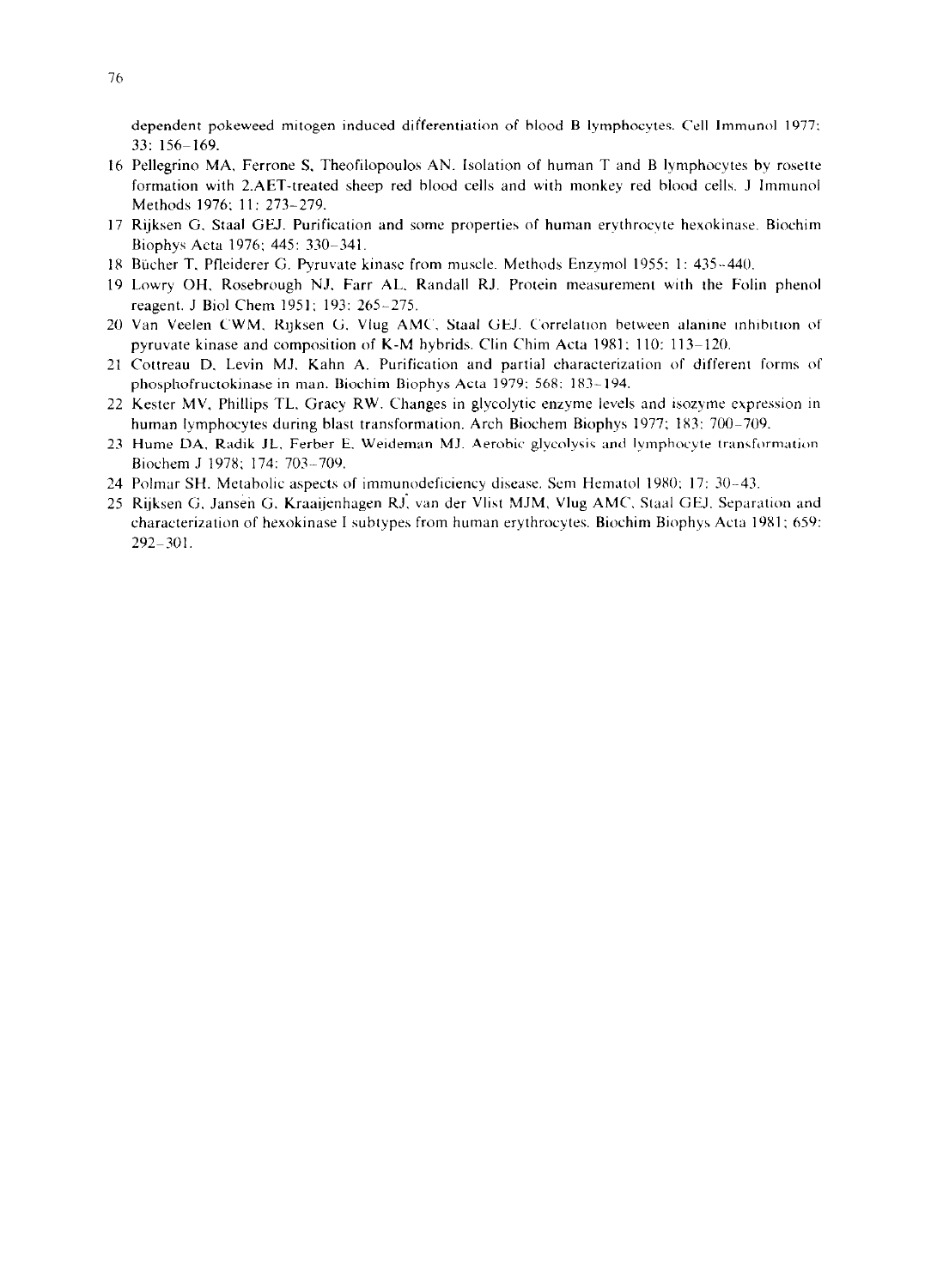dependent pokeweed mitogen induced differentiation of blood B lymphocytes. Cell Immunol 1977; 33: 156–169.

16 Pellegrino MA, Ferrone S, Theofilopoulos AN. Isolation of human T and B lymphocytes by rosette formation with 2.AET-treated sheep red blood cells and with monkey red blood cells. J Immunol Methods 1976; 11: 273–279.

17 Rijksen G, Staal GEJ. Purification and some properties of human erythrocyte hexokinase. Biochim Biophys Acta 1976; 445: 330–341.

18 Bücher T, Pfleiderer G. Pyruvate kinase from muscle. Methods Enzymol 1955; 1: 435–440.

19 Lowry OH, Rosebrough NJ, Farr AL, Randall RJ. Protein measurement with the Folin phenol reagent. J Biol Chem 1951; 193: 265–275.

20 Van Veelen CWM, Rijksen G, Vlug AMC, Staal GEJ. Correlation between alanine inhibition of pyruvate kinase and composition of K-M hybrids. Clin Chim Acta 1981; 110: 113–120.

21 Cottreau D, Levin MJ, Kahn A. Purification and partial characterization of different forms of phosphofructokinase in man. Biochim Biophys Acta 1979; 568: 183–194.

22 Kester MV, Phillips TL, Gracy RW. Changes in glycolytic enzyme levels and isozyme expression in human lymphocytes during blast transformation. Arch Biochem Biophys 1977; 183: 700–709.

23 Hume DA, Radik JL, Ferber E, Weideman MJ. Aerobic glycolysis and lymphocyte transformation. Biochem J 1978; 174: 703–709.

24 Polmar SH. Metabolic aspects of immunodeficiency disease. Sem Hematol 1980; 17: 30–43.

25 Rijksen G, Jansen G, Kraaijenhagen RJ, van der Vlist MJM, Vlug AMC, Staal GEJ. Separation and characterization of hexokinase I subtypes from human erythrocytes. Biochim Biophys Acta 1981; 659: 292–301.